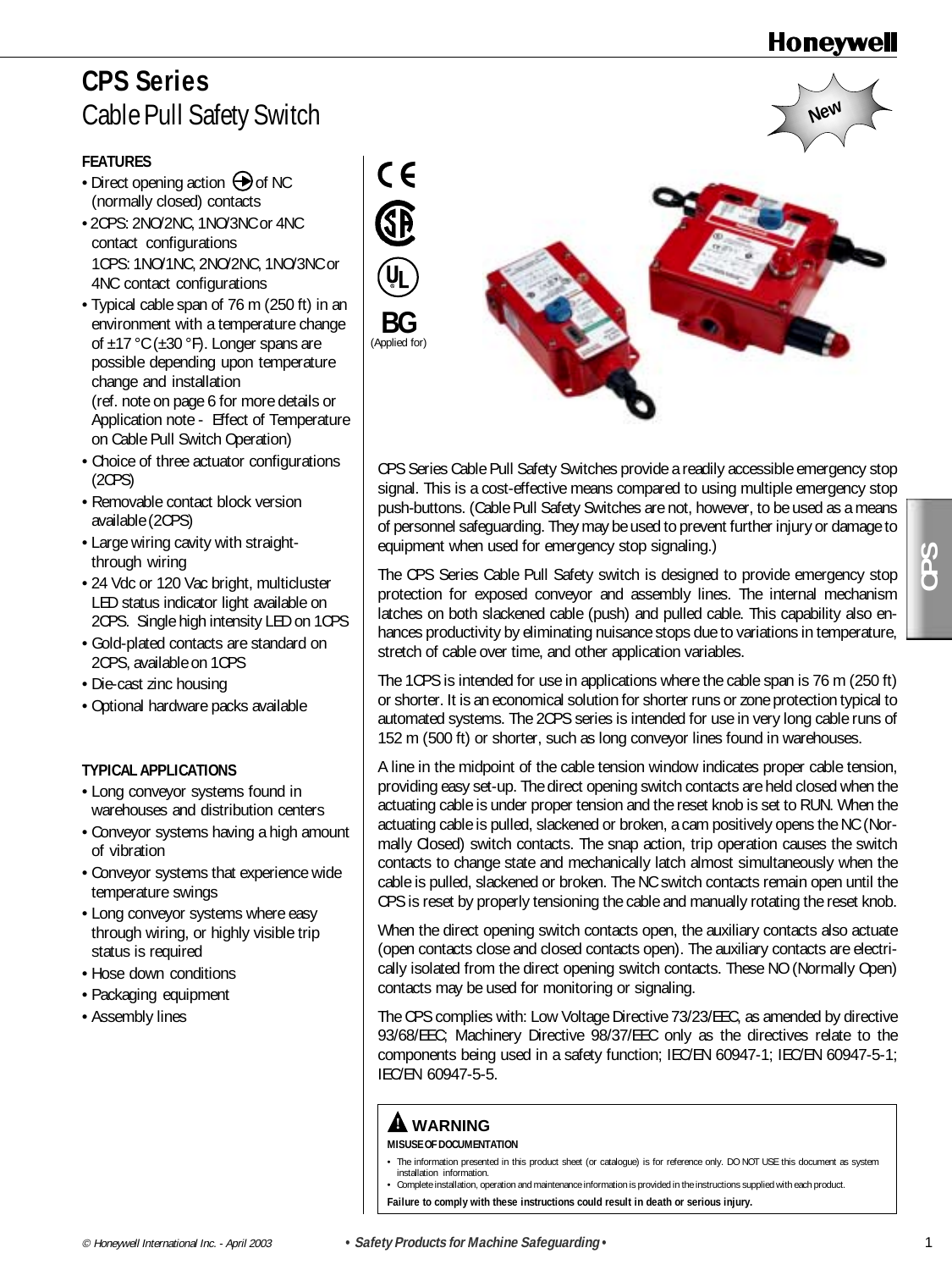# CPS Series

## Cable Pull Safety Switch

New

### FEATURES

- Direct opening action ⊖ of NC (normally closed) contacts
- 2CPS: 2NO/2NC, 1NO/3NC or 4NC contact configurations
  1CPS: 1NO/1NC, 2NO/2NC, 1NO/3NC or 4NC contact configurations
- Typical cable span of 76 m (250 ft) in an environment with a temperature change of ±17 °C (±30 °F). Longer spans are possible depending upon temperature change and installation (ref. note on page 6 for more details or Application note - Effect of Temperature on Cable Pull Switch Operation)
- Choice of three actuator configurations (2CPS)
- Removable contact block version available (2CPS)
- Large wiring cavity with straight-through wiring
- 24 Vdc or 120 Vac bright, multicluster LED status indicator light available on 2CPS. Single high intensity LED on 1CPS
- Gold-plated contacts are standard on 2CPS, available on 1CPS
- Die-cast zinc housing
- Optional hardware packs available

### TYPICAL APPLICATIONS

- Long conveyor systems found in warehouses and distribution centers
- Conveyor systems having a high amount of vibration
- Conveyor systems that experience wide temperature swings
- Long conveyor systems where easy through wiring, or highly visible trip status is required
- Hose down conditions
- Packaging equipment
- Assembly lines

CE

BG (Applied for)

CPS Series Cable Pull Safety Switches provide a readily accessible emergency stop signal. This is a cost-effective means compared to using multiple emergency stop push-buttons. (Cable Pull Safety Switches are not, however, to be used as a means of personnel safeguarding. They may be used to prevent further injury or damage to equipment when used for emergency stop signaling.)

The CPS Series Cable Pull Safety switch is designed to provide emergency stop protection for exposed conveyor and assembly lines. The internal mechanism latches on both slackened cable (push) and pulled cable. This capability also enhances productivity by eliminating nuisance stops due to variations in temperature, stretch of cable over time, and other application variables.

The 1CPS is intended for use in applications where the cable span is 76 m (250 ft) or shorter. It is an economical solution for shorter runs or zone protection typical to automated systems. The 2CPS series is intended for use in very long cable runs of 152 m (500 ft) or shorter, such as long conveyor lines found in warehouses.

A line in the midpoint of the cable tension window indicates proper cable tension, providing easy set-up. The direct opening switch contacts are held closed when the actuating cable is under proper tension and the reset knob is set to RUN. When the actuating cable is pulled, slackened or broken, a cam positively opens the NC (Normally Closed) switch contacts. The snap action, trip operation causes the switch contacts to change state and mechanically latch almost simultaneously when the cable is pulled, slackened or broken. The NC switch contacts remain open until the CPS is reset by properly tensioning the cable and manually rotating the reset knob.

When the direct opening switch contacts open, the auxiliary contacts also actuate (open contacts close and closed contacts open). The auxiliary contacts are electrically isolated from the direct opening switch contacts. These NO (Normally Open) contacts may be used for monitoring or signaling.

The CPS complies with: Low Voltage Directive 73/23/EEC, as amended by directive 93/68/EEC; Machinery Directive 98/37/EEC only as the directives relate to the components being used in a safety function; IEC/EN 60947-1; IEC/EN 60947-5-1; IEC/EN 60947-5-5.

**⚠ WARNING**

**MISUSE OF DOCUMENTATION**

- The information presented in this product sheet (or catalogue) is for reference only. DO NOT USE this document as system installation information.
- Complete installation, operation and maintenance information is provided in the instructions supplied with each product.

**Failure to comply with these instructions could result in death or serious injury.**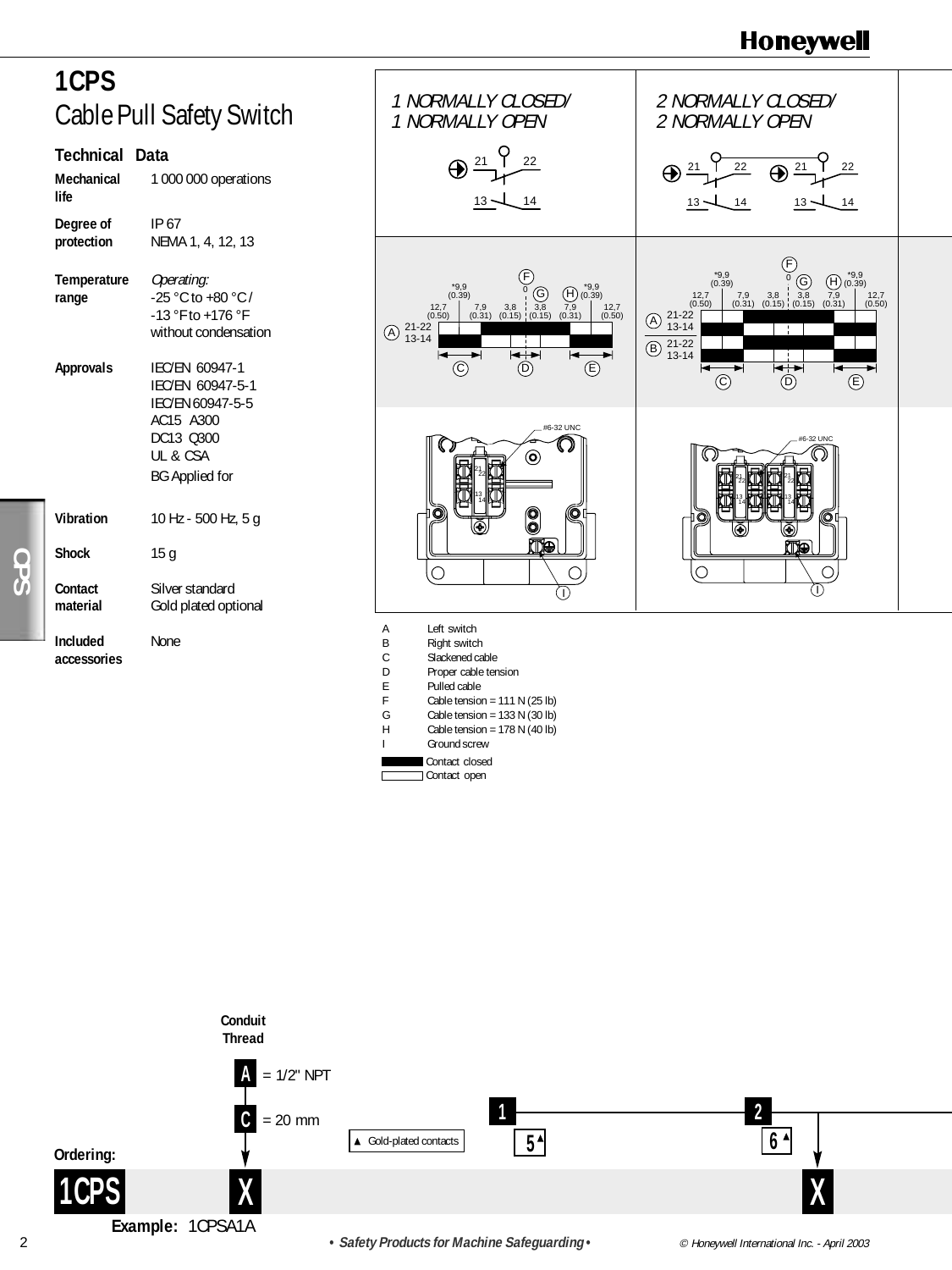# 1CPS

## Cable Pull Safety Switch

### Technical Data

| | |
|---|---|
| **Mechanical life** | 1 000 000 operations |
| **Degree of protection** | IP 67<br>NEMA 1, 4, 12, 13 |
| **Temperature range** | *Operating:*<br>-25 °C to +80 °C /<br>-13 °F to +176 °F<br>without condensation |
| **Approvals** | IEC/EN 60947-1<br>IEC/EN 60947-5-1<br>IEC/EN 60947-5-5<br>AC15 A300<br>DC13 Q300<br>UL & CSA<br>BG Applied for |
| **Vibration** | 10 Hz - 500 Hz, 5 g |
| **Shock** | 15 g |
| **Contact material** | Silver standard<br>Gold plated optional |
| **Included accessories** | None |

| 1 NORMALLY CLOSED/ 1 NORMALLY OPEN | 2 NORMALLY CLOSED/ 2 NORMALLY OPEN |
|---|---|
| 21-22, 13-14 | 21-22, 13-14 / 21-22, 13-14 |

Travel diagram dimensions: *9,9 (0.39); 12,7 (0.50); 7,9 (0.31); 3,8 (0.15); 3,8 (0.15); 7,9 (0.31); 12,7 (0.50); *9,9 (0.39)

#6-32 UNC

- A Left switch
- B Right switch
- C Slackened cable
- D Proper cable tension
- E Pulled cable
- F Cable tension = 111 N (25 lb)
- G Cable tension = 133 N (30 lb)
- H Cable tension = 178 N (40 lb)
- I Ground screw

Contact closed (filled)
Contact open (empty)

### Ordering:

**1CPS** **X** ... **X**

**Conduit Thread**
- **A** = 1/2" NPT
- **C** = 20 mm

| 1 NC/1 NO | 2 NC/2 NO |
|---|---|
| **1** | **2** |
| **5▲** | **6▲** |

▲ Gold-plated contacts

**Example:** 1CPSA1A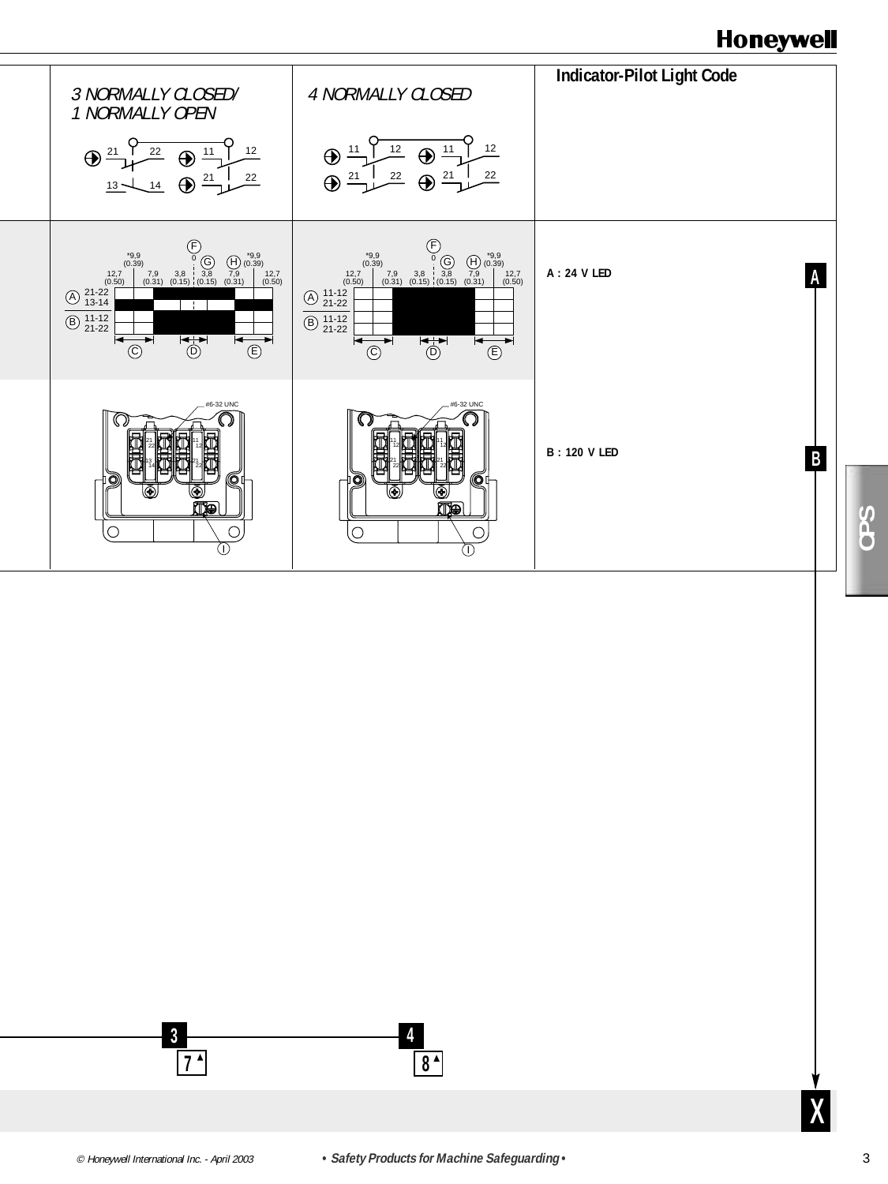| 3 NORMALLY CLOSED/ 1 NORMALLY OPEN | 4 NORMALLY CLOSED | Indicator-Pilot Light Code |
|---|---|---|
| 21 22 / 13 14 / 11 12 / 21 22 | 11 12 / 21 22 / 11 12 / 21 22 | |
| *9,9 (0.39); 12,7 (0.50); 7,9 (0.31); 3,8 (0.15); 0; 3,8 (0.15); 7,9 (0.31); *9,9 (0.39); 12,7 (0.50); A: 21-22, 13-14; B: 11-12, 21-22 | *9,9 (0.39); 12,7 (0.50); 7,9 (0.31); 3,8 (0.15); 0; 3,8 (0.15); 7,9 (0.31); *9,9 (0.39); 12,7 (0.50); A: 11-12, 21-22; B: 11-12, 21-22 | **A : 24 V LED** |
| #6-32 UNC | #6-32 UNC | **B : 120 V LED** |
| 3 / 7 | 4 / 8 | |

CPS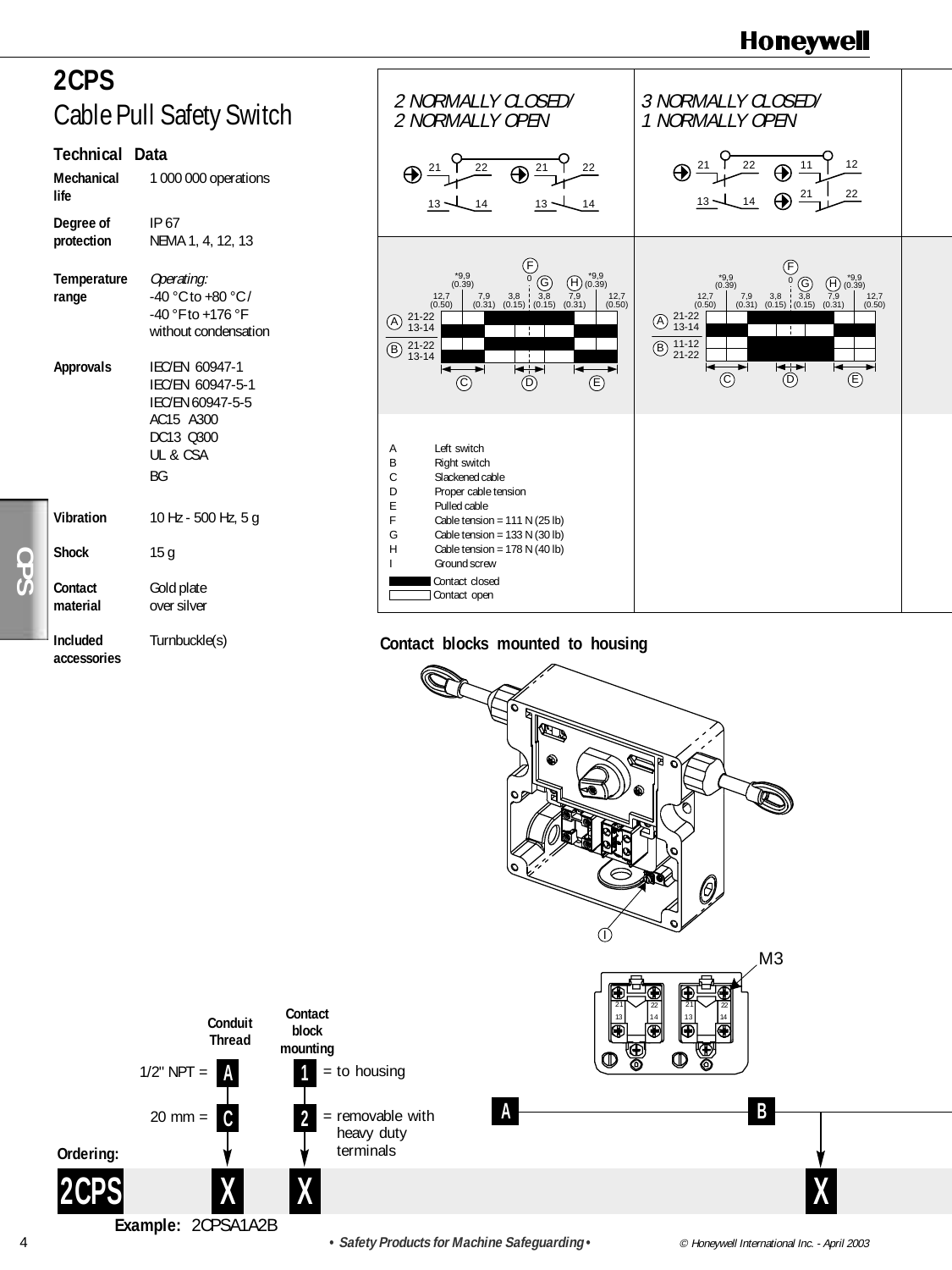# 2CPS

## Cable Pull Safety Switch

### Technical Data

| | |
|---|---|
| **Mechanical life** | 1 000 000 operations |
| **Degree of protection** | IP 67<br>NEMA 1, 4, 12, 13 |
| **Temperature range** | *Operating:*<br>-40 °C to +80 °C /<br>-40 °F to +176 °F<br>without condensation |
| **Approvals** | IEC/EN 60947-1<br>IEC/EN 60947-5-1<br>IEC/EN 60947-5-5<br>AC15 A300<br>DC13 Q300<br>UL & CSA<br>BG |
| **Vibration** | 10 Hz - 500 Hz, 5 g |
| **Shock** | 15 g |
| **Contact material** | Gold plate over silver |
| **Included accessories** | Turnbuckle(s) |

*2 NORMALLY CLOSED/ 2 NORMALLY OPEN*

*3 NORMALLY CLOSED/ 1 NORMALLY OPEN*

| | |
|---|---|
| A | Left switch |
| B | Right switch |
| C | Slackened cable |
| D | Proper cable tension |
| E | Pulled cable |
| F | Cable tension = 111 N (25 lb) |
| G | Cable tension = 133 N (30 lb) |
| H | Cable tension = 178 N (40 lb) |
| I | Ground screw |

■ Contact closed

□ Contact open

### Contact blocks mounted to housing

### Ordering:

| | Conduit Thread | | Contact block mounting | | |
|---|---|---|---|---|---|
| 2CPS | X | | X | | X |
| | A = 1/2" NPT | | 1 = to housing | | |
| | C = 20 mm | | 2 = removable with heavy duty terminals | | |

**Example:** 2CPSA1A2B

• *Safety Products for Machine Safeguarding* •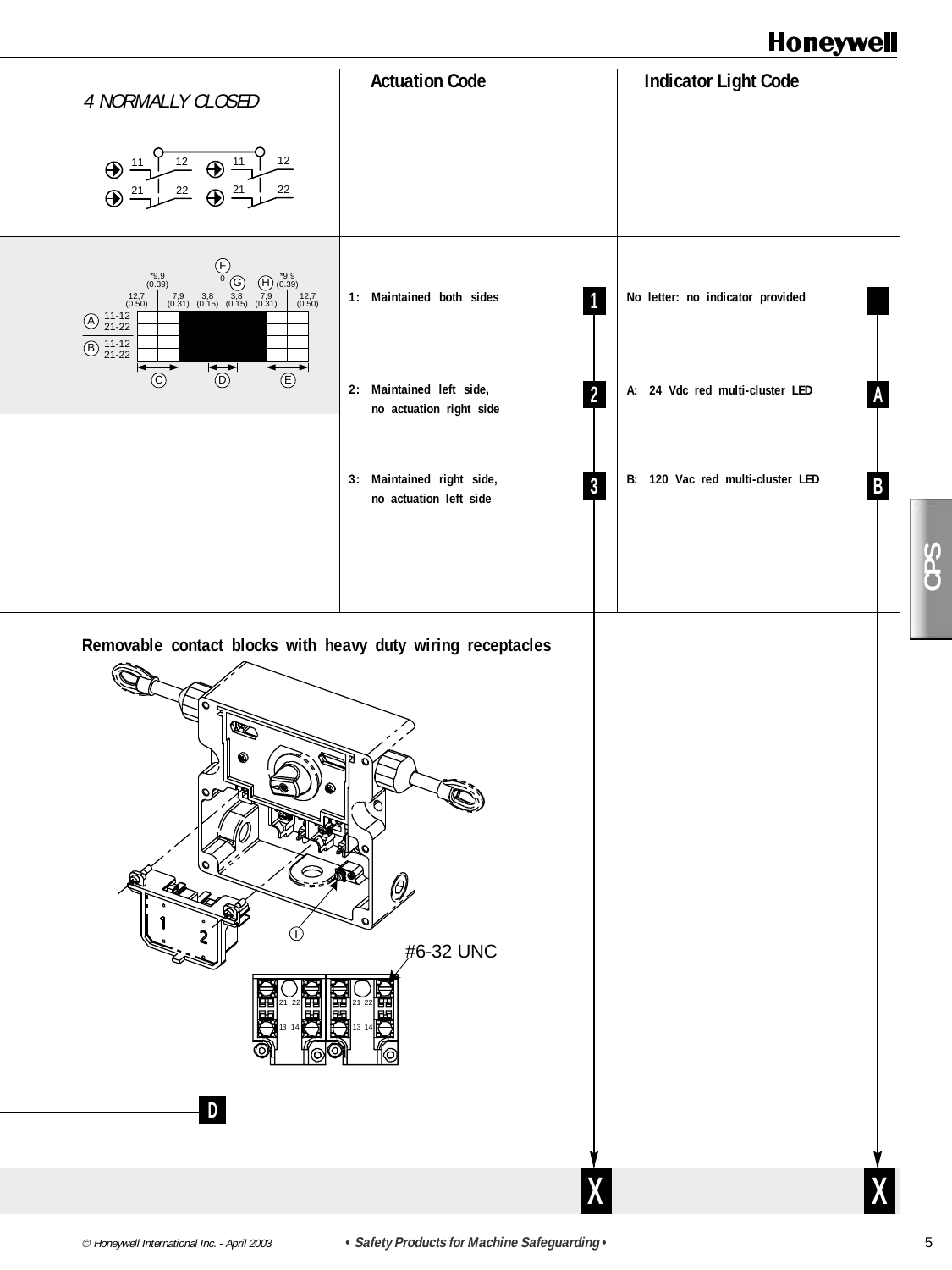| | Actuation Code | | Indicator Light Code | |
|---|---|---|---|---|
| 4 NORMALLY CLOSED | | | | |
| | 1: Maintained both sides | 1 | No letter: no indicator provided | |
| | 2: Maintained left side, no actuation right side | 2 | A: 24 Vdc red multi-cluster LED | A |
| | 3: Maintained right side, no actuation left side | 3 | B: 120 Vac red multi-cluster LED | B |

**Removable contact blocks with heavy duty wiring receptacles**

#6-32 UNC

D

X X

CPS

© Honeywell International Inc. - April 2003 • *Safety Products for Machine Safeguarding* •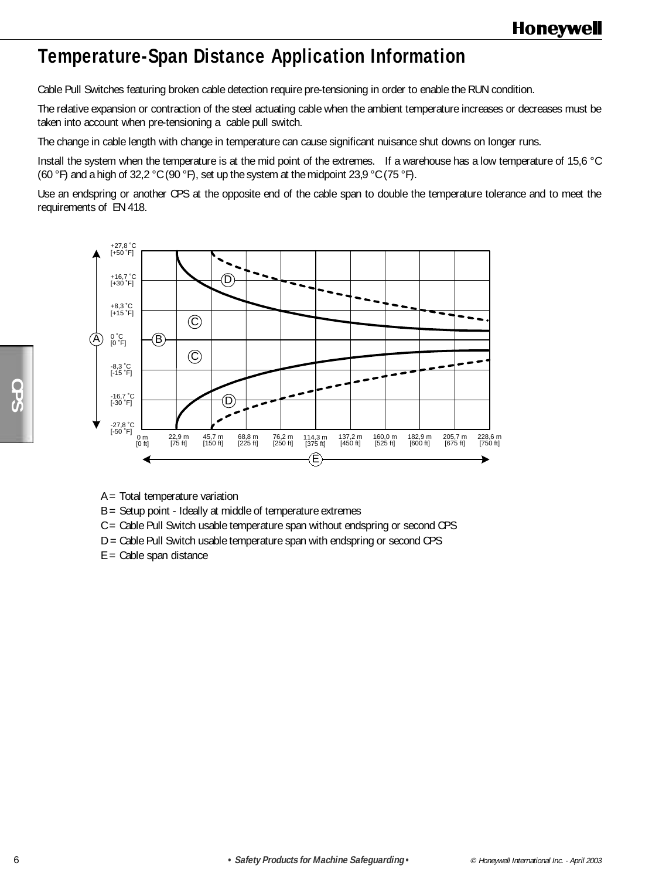# Temperature-Span Distance Application Information

Cable Pull Switches featuring broken cable detection require pre-tensioning in order to enable the RUN condition.

The relative expansion or contraction of the steel actuating cable when the ambient temperature increases or decreases must be taken into account when pre-tensioning a cable pull switch.

The change in cable length with change in temperature can cause significant nuisance shut downs on longer runs.

Install the system when the temperature is at the mid point of the extremes. If a warehouse has a low temperature of 15,6 °C (60 °F) and a high of 32,2 °C (90 °F), set up the system at the midpoint 23,9 °C (75 °F).

Use an endspring or another CPS at the opposite end of the cable span to double the temperature tolerance and to meet the requirements of EN 418.

A = Total temperature variation

B = Setup point - Ideally at middle of temperature extremes

C = Cable Pull Switch usable temperature span without endspring or second CPS

D = Cable Pull Switch usable temperature span with endspring or second CPS

E = Cable span distance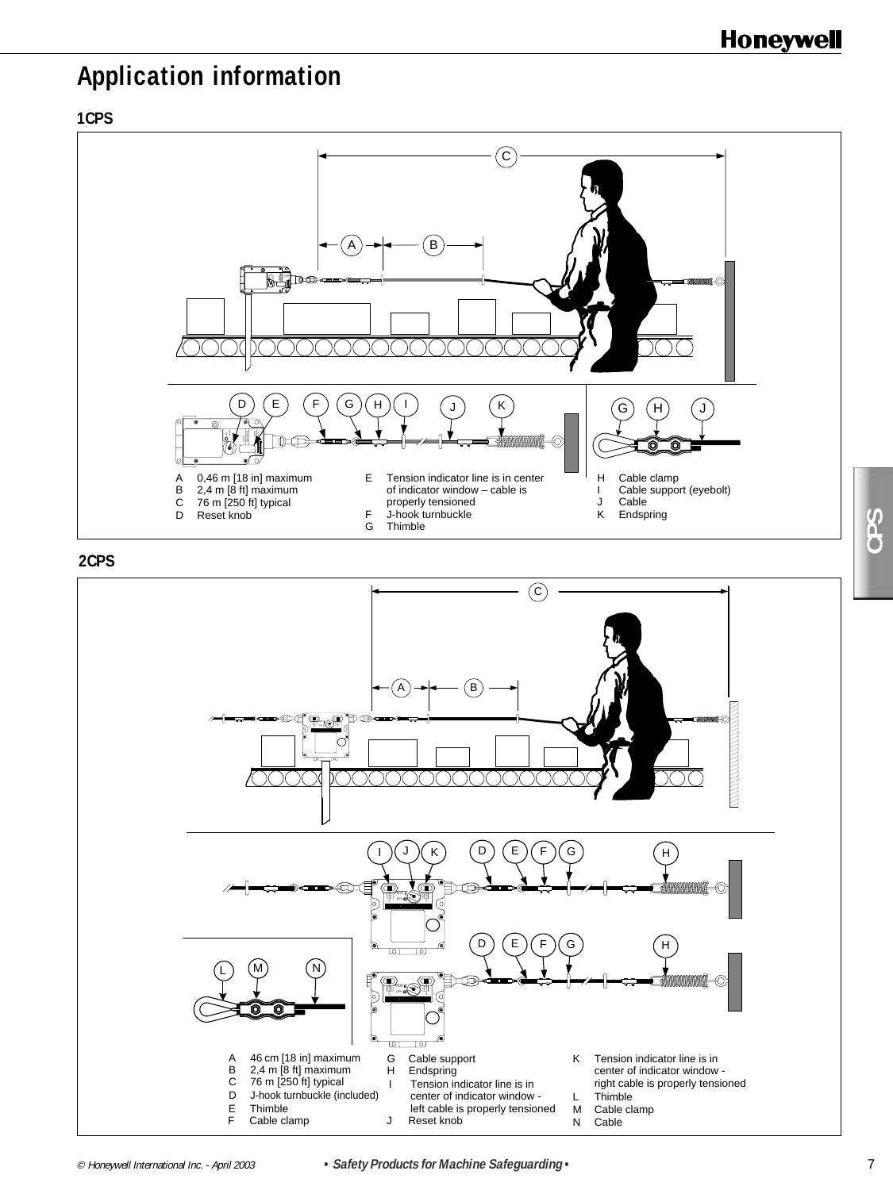# Application information

## 1CPS

- A 0,46 m [18 in] maximum
- B 2,4 m [8 ft] maximum
- C 76 m [250 ft] typical
- D Reset knob
- E Tension indicator line is in center of indicator window – cable is properly tensioned
- F J-hook turnbuckle
- G Thimble
- H Cable clamp
- I Cable support (eyebolt)
- J Cable
- K Endspring

## 2CPS

- A 46 cm [18 in] maximum
- B 2,4 m [8 ft] maximum
- C 76 m [250 ft] typical
- D J-hook turnbuckle (included)
- E Thimble
- F Cable clamp
- G Cable support
- H Endspring
- I Tension indicator line is in center of indicator window - left cable is properly tensioned
- J Reset knob
- K Tension indicator line is in center of indicator window - right cable is properly tensioned
- L Thimble
- M Cable clamp
- N Cable

© Honeywell International Inc. - April 2003 • *Safety Products for Machine Safeguarding* •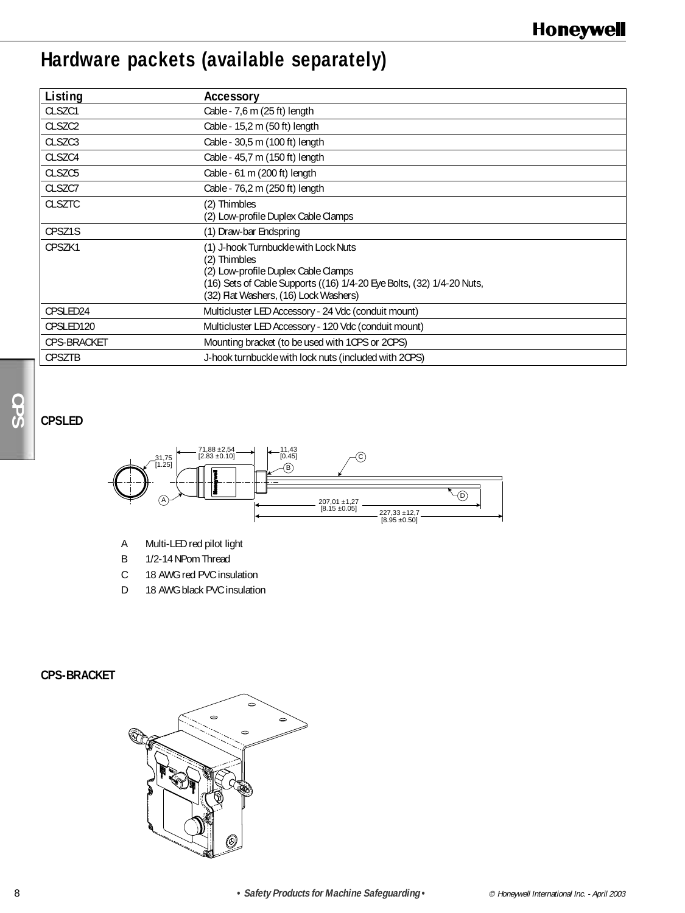# Hardware packets (available separately)

| Listing | Accessory |
|---|---|
| CLSZC1 | Cable - 7,6 m (25 ft) length |
| CLSZC2 | Cable - 15,2 m (50 ft) length |
| CLSZC3 | Cable - 30,5 m (100 ft) length |
| CLSZC4 | Cable - 45,7 m (150 ft) length |
| CLSZC5 | Cable - 61 m (200 ft) length |
| CLSZC7 | Cable - 76,2 m (250 ft) length |
| CLSZTC | (2) Thimbles<br>(2) Low-profile Duplex Cable Clamps |
| CPSZ1S | (1) Draw-bar Endspring |
| CPSZK1 | (1) J-hook Turnbuckle with Lock Nuts<br>(2) Thimbles<br>(2) Low-profile Duplex Cable Clamps<br>(16) Sets of Cable Supports ((16) 1/4-20 Eye Bolts, (32) 1/4-20 Nuts, (32) Flat Washers, (16) Lock Washers) |
| CPSLED24 | Multicluster LED Accessory - 24 Vdc (conduit mount) |
| CPSLED120 | Multicluster LED Accessory - 120 Vdc (conduit mount) |
| CPS-BRACKET | Mounting bracket (to be used with 1CPS or 2CPS) |
| CPSZTB | J-hook turnbuckle with lock nuts (included with 2CPS) |

### CPSLED

31,75 [1.25] | 71,88 ±2,54 [2.83 ±0.10] | 11,43 [0.45] | 207,01 ±1,27 [8.15 ±0.05] | 227,33 ±12,7 [8.95 ±0.50]

- A Multi-LED red pilot light
- B 1/2-14 NPom Thread
- C 18 AWG red PVC insulation
- D 18 AWG black PVC insulation

### CPS-BRACKET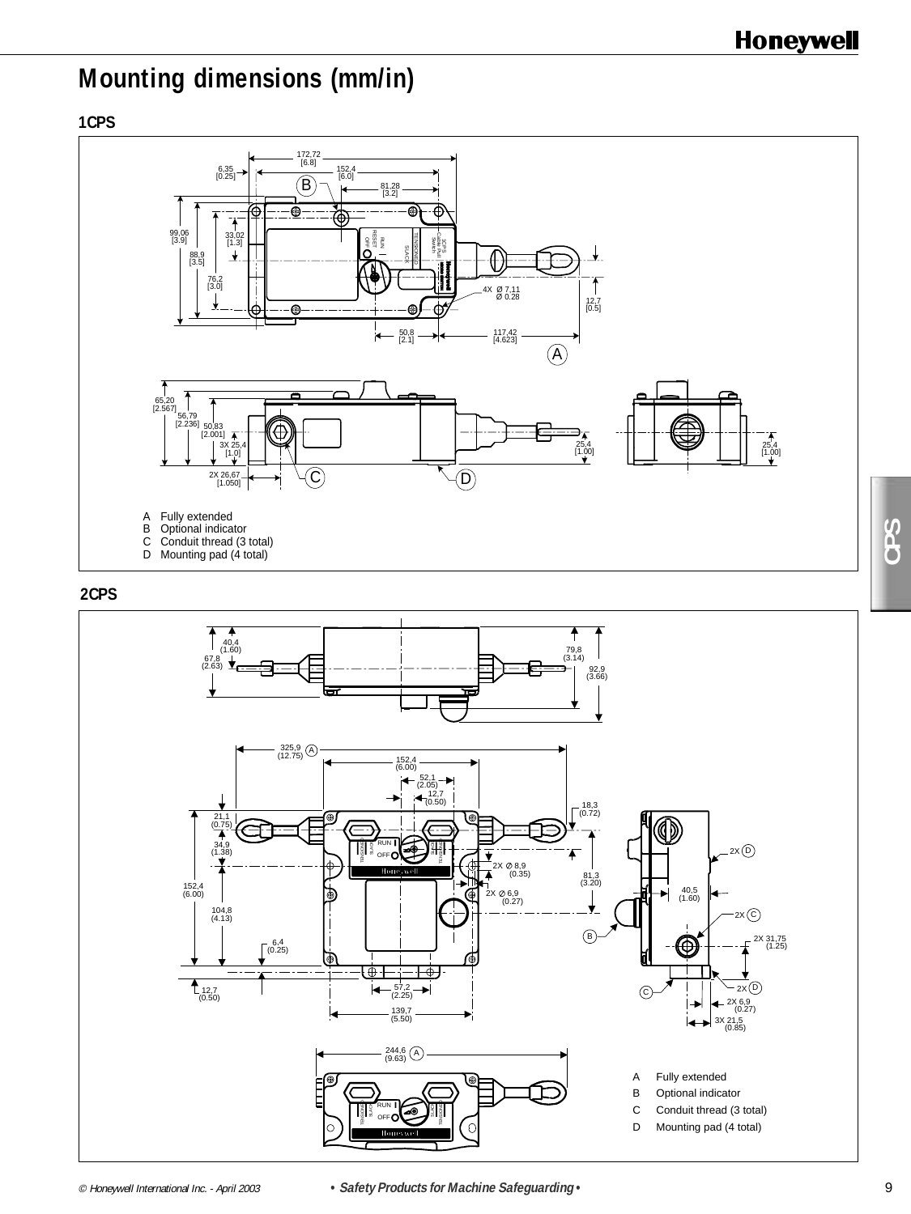# Mounting dimensions (mm/in)

## 1CPS

A Fully extended
B Optional indicator
C Conduit thread (3 total)
D Mounting pad (4 total)

## 2CPS

A Fully extended
B Optional indicator
C Conduit thread (3 total)
D Mounting pad (4 total)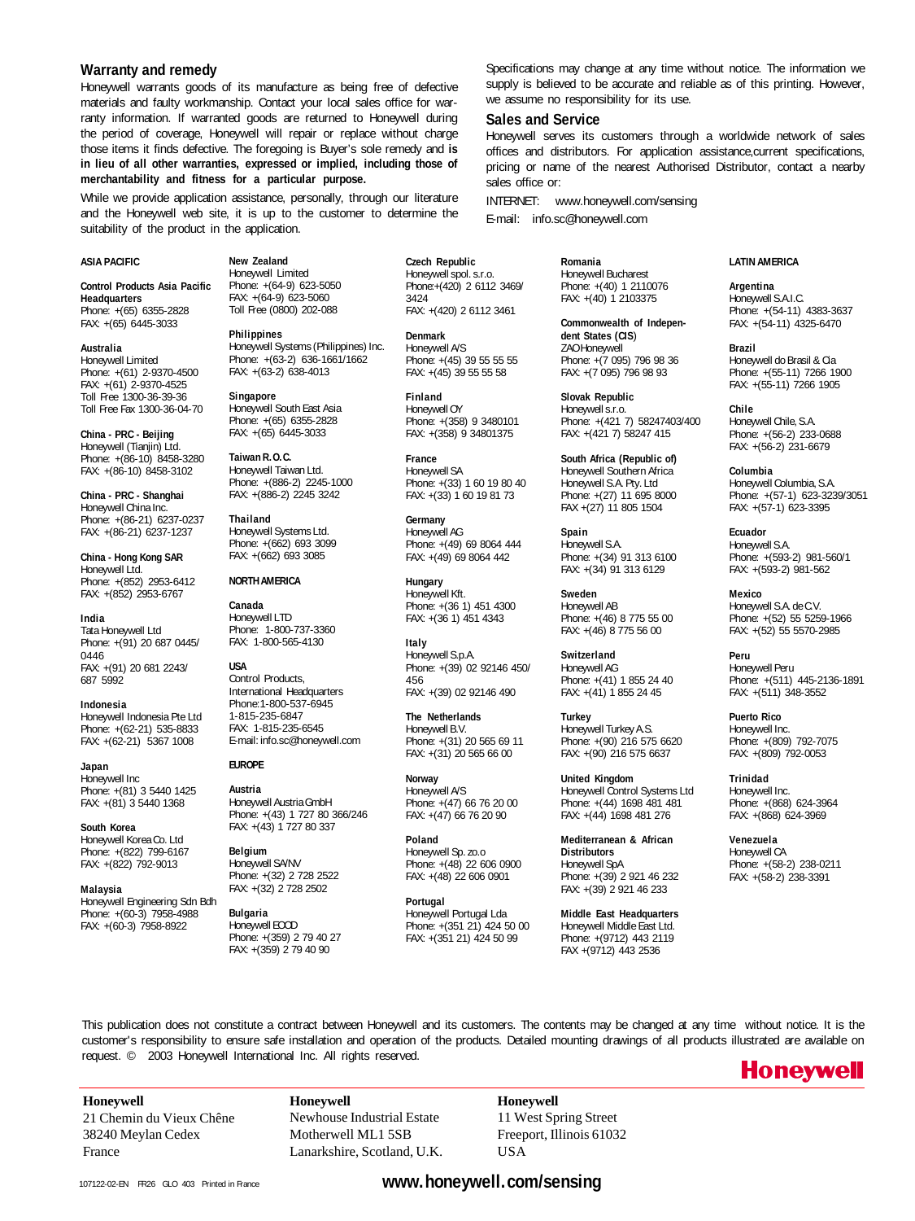## Warranty and remedy

Honeywell warrants goods of its manufacture as being free of defective materials and faulty workmanship. Contact your local sales office for warranty information. If warranted goods are returned to Honeywell during the period of coverage, Honeywell will repair or replace without charge those items it finds defective. The foregoing is Buyer's sole remedy and **is in lieu of all other warranties, expressed or implied, including those of merchantability and fitness for a particular purpose.**

While we provide application assistance, personally, through our literature and the Honeywell web site, it is up to the customer to determine the suitability of the product in the application.

Specifications may change at any time without notice. The information we supply is believed to be accurate and reliable as of this printing. However, we assume no responsibility for its use.

## Sales and Service

Honeywell serves its customers through a worldwide network of sales offices and distributors. For application assistance,current specifications, pricing or name of the nearest Authorised Distributor, contact a nearby sales office or:

INTERNET: www.honeywell.com/sensing

E-mail: info.sc@honeywell.com

**ASIA PACIFIC**

**Control Products Asia Pacific Headquarters**
Phone: +(65) 6355-2828
FAX: +(65) 6445-3033

**Australia**
Honeywell Limited
Phone: +(61) 2-9370-4500
FAX: +(61) 2-9370-4525
Toll Free 1300-36-39-36
Toll Free Fax 1300-36-04-70

**China - PRC - Beijing**
Honeywell (Tianjin) Ltd.
Phone: +(86-10) 8458-3280
FAX: +(86-10) 8458-3102

**China - PRC - Shanghai**
Honeywell China Inc.
Phone: +(86-21) 6237-0237
FAX: +(86-21) 6237-1237

**China - Hong Kong SAR**
Honeywell Ltd.
Phone: +(852) 2953-6412
FAX: +(852) 2953-6767

**India**
Tata Honeywell Ltd
Phone: +(91) 20 687 0445/0446
FAX: +(91) 20 681 2243/687 5992

**Indonesia**
Honeywell Indonesia Pte Ltd
Phone: +(62-21) 535-8833
FAX: +(62-21) 5367 1008

**Japan**
Honeywell Inc
Phone: +(81) 3 5440 1425
FAX: +(81) 3 5440 1368

**South Korea**
Honeywell Korea Co. Ltd
Phone: +(822) 799-6167
FAX: +(822) 792-9013

**Malaysia**
Honeywell Engineering Sdn Bdh
Phone: +(60-3) 7958-4988
FAX: +(60-3) 7958-8922

**New Zealand**
Honeywell Limited
Phone: +(64-9) 623-5050
FAX: +(64-9) 623-5060
Toll Free (0800) 202-088

**Philippines**
Honeywell Systems (Philippines) Inc.
Phone: +(63-2) 636-1661/1662
FAX: +(63-2) 638-4013

**Singapore**
Honeywell South East Asia
Phone: +(65) 6355-2828
FAX: +(65) 6445-3033

**Taiwan R.O.C.**
Honeywell Taiwan Ltd.
Phone: +(886-2) 2245-1000
FAX: +(886-2) 2245 3242

**Thailand**
Honeywell Systems Ltd.
Phone: +(662) 693 3099
FAX: +(662) 693 3085

**NORTH AMERICA**

**Canada**
Honeywell LTD
Phone: 1-800-737-3360
FAX: 1-800-565-4130

**USA**
Control Products,
International Headquarters
Phone:1-800-537-6945
1-815-235-6847
FAX: 1-815-235-6545
E-mail: info.sc@honeywell.com

**EUROPE**

**Austria**
Honeywell Austria GmbH
Phone: +(43) 1 727 80 366/246
FAX: +(43) 1 727 80 337

**Belgium**
Honeywell SA/NV
Phone: +(32) 2 728 2522
FAX: +(32) 2 728 2502

**Bulgaria**
Honeywell EOOD
Phone: +(359) 2 79 40 27
FAX: +(359) 2 79 40 90

**Czech Republic**
Honeywell spol. s.r.o.
Phone:+(420) 2 6112 3469/3424
FAX: +(420) 2 6112 3461

**Denmark**
Honeywell A/S
Phone: +(45) 39 55 55 55
FAX: +(45) 39 55 55 58

**Finland**
Honeywell OY
Phone: +(358) 9 3480101
FAX: +(358) 9 34801375

**France**
Honeywell SA
Phone: +(33) 1 60 19 80 40
FAX: +(33) 1 60 19 81 73

**Germany**
Honeywell AG
Phone: +(49) 69 8064 444
FAX: +(49) 69 8064 442

**Hungary**
Honeywell Kft.
Phone: +(36 1) 451 4300
FAX: +(36 1) 451 4343

**Italy**
Honeywell S.p.A.
Phone: +(39) 02 92146 450/456
FAX: +(39) 02 92146 490

**The Netherlands**
Honeywell B.V.
Phone: +(31) 20 565 69 11
FAX: +(31) 20 565 66 00

**Norway**
Honeywell A/S
Phone: +(47) 66 76 20 00
FAX: +(47) 66 76 20 90

**Poland**
Honeywell Sp. zo.o
Phone: +(48) 22 606 0900
FAX: +(48) 22 606 0901

**Portugal**
Honeywell Portugal Lda
Phone: +(351 21) 424 50 00
FAX: +(351 21) 424 50 99

**Romania**
Honeywell Bucharest
Phone: +(40) 1 2110076
FAX: +(40) 1 2103375

**Commonwealth of Independent States (CIS)**
ZAO Honeywell
Phone: +(7 095) 796 98 36
FAX: +(7 095) 796 98 93

**Slovak Republic**
Honeywell s.r.o.
Phone: +(421 7) 58247403/400
FAX: +(421 7) 58247 415

**South Africa (Republic of)**
Honeywell Southern Africa
Honeywell S.A. Pty. Ltd
Phone: +(27) 11 695 8000
FAX +(27) 11 805 1504

**Spain**
Honeywell S.A.
Phone: +(34) 91 313 6100
FAX: +(34) 91 313 6129

**Sweden**
Honeywell AB
Phone: +(46) 8 775 55 00
FAX: +(46) 8 775 56 00

**Switzerland**
Honeywell AG
Phone: +(41) 1 855 24 40
FAX: +(41) 1 855 24 45

**Turkey**
Honeywell Turkey A.S.
Phone: +(90) 216 575 6620
FAX: +(90) 216 575 6637

**United Kingdom**
Honeywell Control Systems Ltd
Phone: +(44) 1698 481 481
FAX: +(44) 1698 481 276

**Mediterranean & African Distributors**
Honeywell SpA
Phone: +(39) 2 921 46 232
FAX: +(39) 2 921 46 233

**Middle East Headquarters**
Honeywell Middle East Ltd.
Phone: +(9712) 443 2119
FAX +(9712) 443 2536

**LATIN AMERICA**

**Argentina**
Honeywell S.A.I.C.
Phone: +(54-11) 4383-3637
FAX: +(54-11) 4325-6470

**Brazil**
Honeywell do Brasil & Cia
Phone: +(55-11) 7266 1900
FAX: +(55-11) 7266 1905

**Chile**
Honeywell Chile, S.A.
Phone: +(56-2) 233-0688
FAX: +(56-2) 231-6679

**Columbia**
Honeywell Columbia, S.A.
Phone: +(57-1) 623-3239/3051
FAX: +(57-1) 623-3395

**Ecuador**
Honeywell S.A.
Phone: +(593-2) 981-560/1
FAX: +(593-2) 981-562

**Mexico**
Honeywell S.A. de C.V.
Phone: +(52) 55 5259-1966
FAX: +(52) 55 5570-2985

**Peru**
Honeywell Peru
Phone: +(511) 445-2136-1891
FAX: +(511) 348-3552

**Puerto Rico**
Honeywell Inc.
Phone: +(809) 792-7075
FAX: +(809) 792-0053

**Trinidad**
Honeywell Inc.
Phone: +(868) 624-3964
FAX: +(868) 624-3969

**Venezuela**
Honeywell CA
Phone: +(58-2) 238-0211
FAX: +(58-2) 238-3391

This publication does not constitute a contract between Honeywell and its customers. The contents may be changed at any time without notice. It is the customer's responsibility to ensure safe installation and operation of the products. Detailed mounting drawings of all products illustrated are available on request. © 2003 Honeywell International Inc. All rights reserved.

**Honeywell**

**Honeywell**
21 Chemin du Vieux Chêne
38240 Meylan Cedex
France

**Honeywell**
Newhouse Industrial Estate
Motherwell ML1 5SB
Lanarkshire, Scotland, U.K.

**Honeywell**
11 West Spring Street
Freeport, Illinois 61032
USA

107122-02-EN FR26 GLO 403 Printed in France

**www.honeywell.com/sensing**